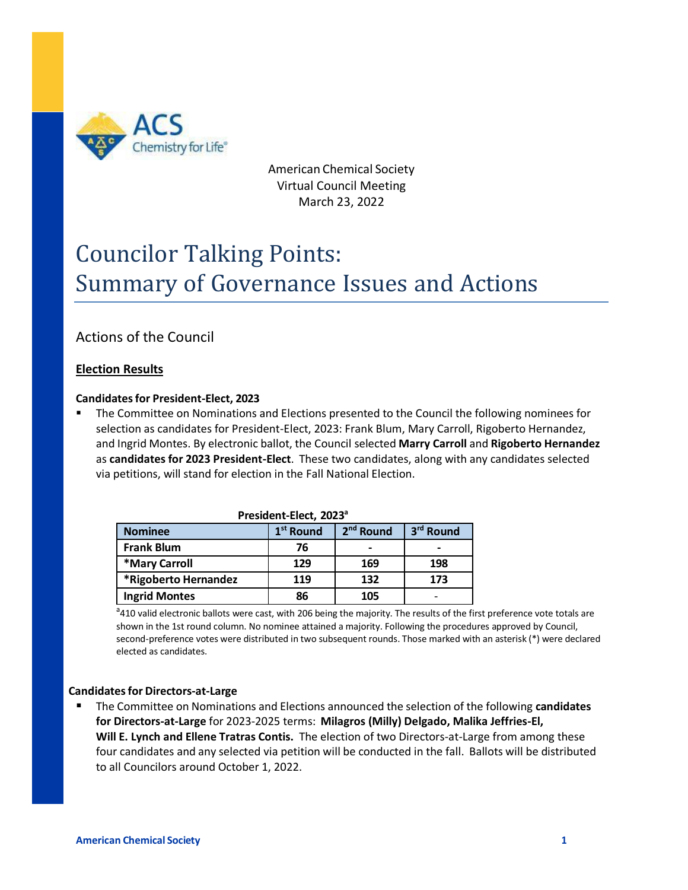American Chemical Society
Virtual Council Meeting
March 23, 2022

# Councilor Talking Points:
# Summary of Governance Issues and Actions

## Actions of the Council

### Election Results

#### Candidates for President-Elect, 2023

- The Committee on Nominations and Elections presented to the Council the following nominees for selection as candidates for President-Elect, 2023: Frank Blum, Mary Carroll, Rigoberto Hernandez, and Ingrid Montes. By electronic ballot, the Council selected **Marry Carroll** and **Rigoberto Hernandez** as **candidates for 2023 President-Elect**. These two candidates, along with any candidates selected via petitions, will stand for election in the Fall National Election.

**President-Elect, 2023[a]**

| Nominee | 1st Round | 2nd Round | 3rd Round |
|---|---|---|---|
| Frank Blum | 76 | - | - |
| *Mary Carroll | 129 | 169 | 198 |
| *Rigoberto Hernandez | 119 | 132 | 173 |
| Ingrid Montes | 86 | 105 | - |

[a]410 valid electronic ballots were cast, with 206 being the majority. The results of the first preference vote totals are shown in the 1st round column. No nominee attained a majority. Following the procedures approved by Council, second-preference votes were distributed in two subsequent rounds. Those marked with an asterisk (*) were declared elected as candidates.

#### Candidates for Directors-at-Large

- The Committee on Nominations and Elections announced the selection of the following **candidates for Directors-at-Large** for 2023-2025 terms: **Milagros (Milly) Delgado, Malika Jeffries-El, Will E. Lynch and Ellene Tratras Contis.** The election of two Directors-at-Large from among these four candidates and any selected via petition will be conducted in the fall. Ballots will be distributed to all Councilors around October 1, 2022.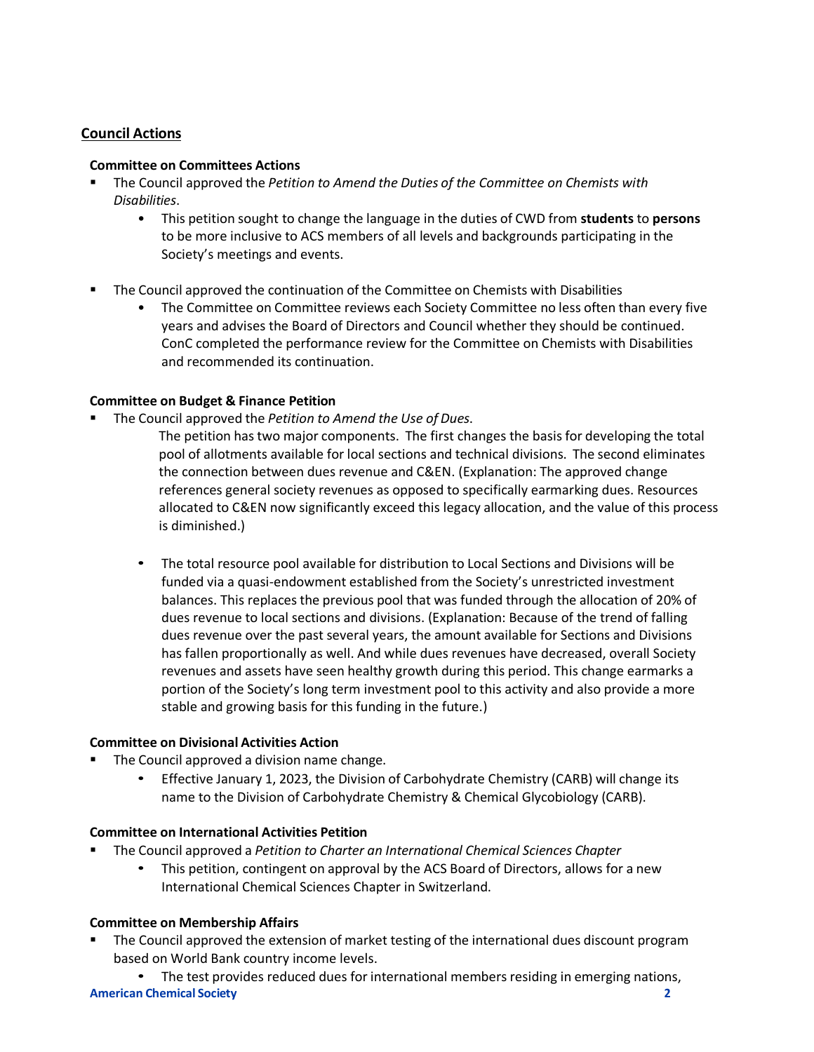## Council Actions

### Committee on Committees Actions

- The Council approved the *Petition to Amend the Duties of the Committee on Chemists with Disabilities*.
  - This petition sought to change the language in the duties of CWD from **students** to **persons** to be more inclusive to ACS members of all levels and backgrounds participating in the Society's meetings and events.

- The Council approved the continuation of the Committee on Chemists with Disabilities
  - The Committee on Committee reviews each Society Committee no less often than every five years and advises the Board of Directors and Council whether they should be continued. ConC completed the performance review for the Committee on Chemists with Disabilities and recommended its continuation.

### Committee on Budget & Finance Petition

- The Council approved the *Petition to Amend the Use of Dues*.

  The petition has two major components. The first changes the basis for developing the total pool of allotments available for local sections and technical divisions. The second eliminates the connection between dues revenue and C&EN. (Explanation: The approved change references general society revenues as opposed to specifically earmarking dues. Resources allocated to C&EN now significantly exceed this legacy allocation, and the value of this process is diminished.)

  - The total resource pool available for distribution to Local Sections and Divisions will be funded via a quasi-endowment established from the Society's unrestricted investment balances. This replaces the previous pool that was funded through the allocation of 20% of dues revenue to local sections and divisions. (Explanation: Because of the trend of falling dues revenue over the past several years, the amount available for Sections and Divisions has fallen proportionally as well. And while dues revenues have decreased, overall Society revenues and assets have seen healthy growth during this period. This change earmarks a portion of the Society's long term investment pool to this activity and also provide a more stable and growing basis for this funding in the future.)

### Committee on Divisional Activities Action

- The Council approved a division name change.
  - Effective January 1, 2023, the Division of Carbohydrate Chemistry (CARB) will change its name to the Division of Carbohydrate Chemistry & Chemical Glycobiology (CARB).

### Committee on International Activities Petition

- The Council approved a *Petition to Charter an International Chemical Sciences Chapter*
  - This petition, contingent on approval by the ACS Board of Directors, allows for a new International Chemical Sciences Chapter in Switzerland.

### Committee on Membership Affairs

- The Council approved the extension of market testing of the international dues discount program based on World Bank country income levels.
  - The test provides reduced dues for international members residing in emerging nations,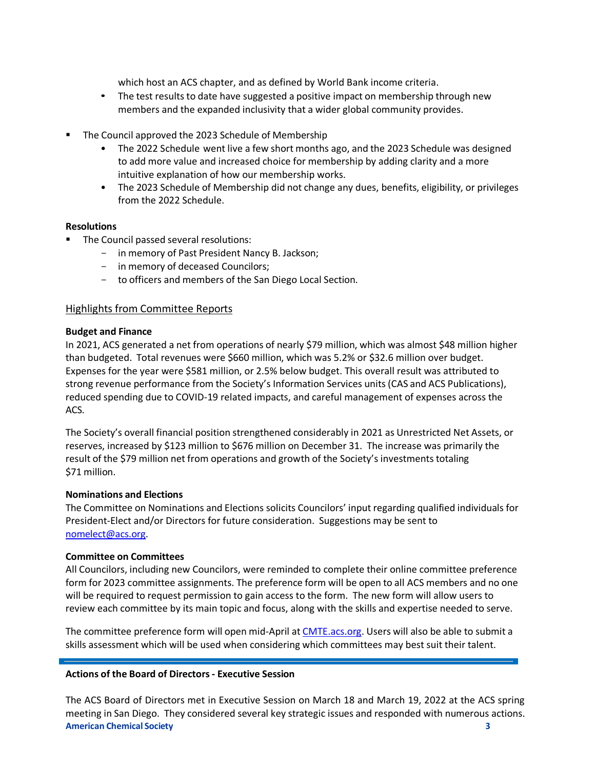which host an ACS chapter, and as defined by World Bank income criteria.

- The test results to date have suggested a positive impact on membership through new members and the expanded inclusivity that a wider global community provides.

- The Council approved the 2023 Schedule of Membership
  - The 2022 Schedule went live a few short months ago, and the 2023 Schedule was designed to add more value and increased choice for membership by adding clarity and a more intuitive explanation of how our membership works.
  - The 2023 Schedule of Membership did not change any dues, benefits, eligibility, or privileges from the 2022 Schedule.

**Resolutions**

- The Council passed several resolutions:
  - in memory of Past President Nancy B. Jackson;
  - in memory of deceased Councilors;
  - to officers and members of the San Diego Local Section.

## Highlights from Committee Reports

**Budget and Finance**

In 2021, ACS generated a net from operations of nearly $79 million, which was almost $48 million higher than budgeted. Total revenues were $660 million, which was 5.2% or $32.6 million over budget. Expenses for the year were $581 million, or 2.5% below budget. This overall result was attributed to strong revenue performance from the Society's Information Services units (CAS and ACS Publications), reduced spending due to COVID-19 related impacts, and careful management of expenses across the ACS.

The Society's overall financial position strengthened considerably in 2021 as Unrestricted Net Assets, or reserves, increased by $123 million to $676 million on December 31. The increase was primarily the result of the $79 million net from operations and growth of the Society's investments totaling $71 million.

**Nominations and Elections**

The Committee on Nominations and Elections solicits Councilors' input regarding qualified individuals for President-Elect and/or Directors for future consideration. Suggestions may be sent to nomelect@acs.org.

**Committee on Committees**

All Councilors, including new Councilors, were reminded to complete their online committee preference form for 2023 committee assignments. The preference form will be open to all ACS members and no one will be required to request permission to gain access to the form. The new form will allow users to review each committee by its main topic and focus, along with the skills and expertise needed to serve.

The committee preference form will open mid-April at CMTE.acs.org. Users will also be able to submit a skills assessment which will be used when considering which committees may best suit their talent.

---

**Actions of the Board of Directors - Executive Session**

The ACS Board of Directors met in Executive Session on March 18 and March 19, 2022 at the ACS spring meeting in San Diego. They considered several key strategic issues and responded with numerous actions.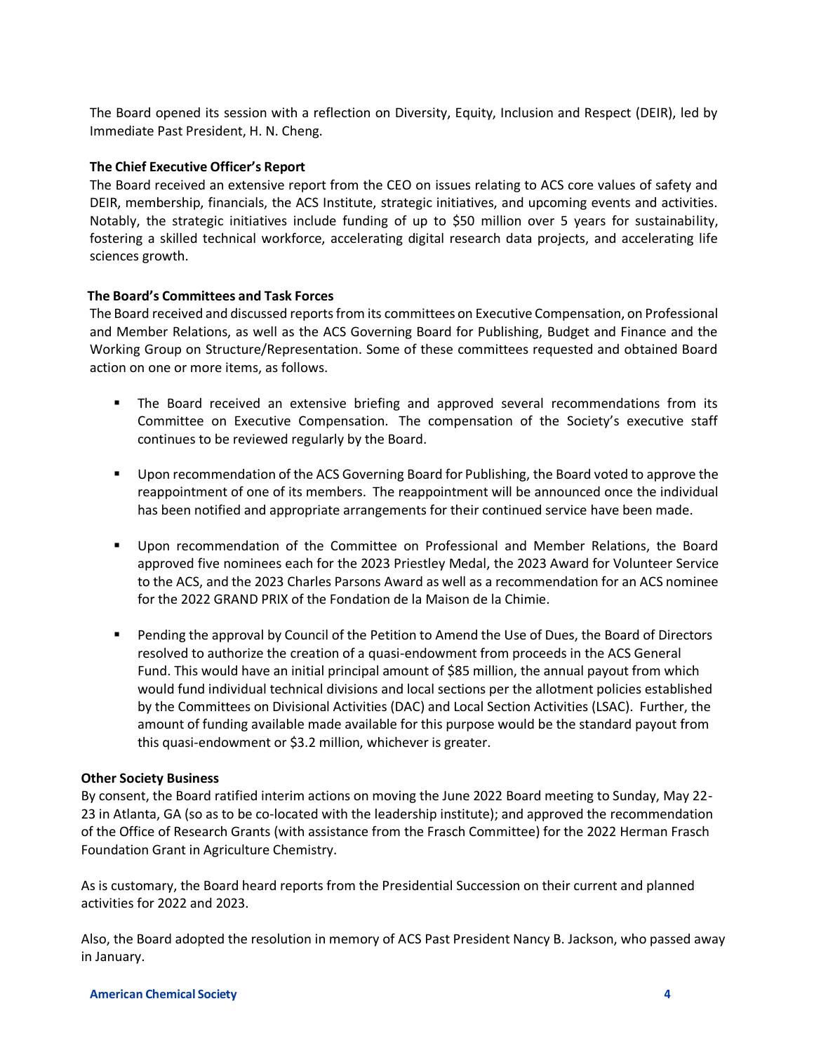The Board opened its session with a reflection on Diversity, Equity, Inclusion and Respect (DEIR), led by Immediate Past President, H. N. Cheng.

**The Chief Executive Officer's Report**

The Board received an extensive report from the CEO on issues relating to ACS core values of safety and DEIR, membership, financials, the ACS Institute, strategic initiatives, and upcoming events and activities. Notably, the strategic initiatives include funding of up to $50 million over 5 years for sustainability, fostering a skilled technical workforce, accelerating digital research data projects, and accelerating life sciences growth.

**The Board's Committees and Task Forces**

The Board received and discussed reports from its committees on Executive Compensation, on Professional and Member Relations, as well as the ACS Governing Board for Publishing, Budget and Finance and the Working Group on Structure/Representation. Some of these committees requested and obtained Board action on one or more items, as follows.

- The Board received an extensive briefing and approved several recommendations from its Committee on Executive Compensation. The compensation of the Society's executive staff continues to be reviewed regularly by the Board.
- Upon recommendation of the ACS Governing Board for Publishing, the Board voted to approve the reappointment of one of its members. The reappointment will be announced once the individual has been notified and appropriate arrangements for their continued service have been made.
- Upon recommendation of the Committee on Professional and Member Relations, the Board approved five nominees each for the 2023 Priestley Medal, the 2023 Award for Volunteer Service to the ACS, and the 2023 Charles Parsons Award as well as a recommendation for an ACS nominee for the 2022 GRAND PRIX of the Fondation de la Maison de la Chimie.
- Pending the approval by Council of the Petition to Amend the Use of Dues, the Board of Directors resolved to authorize the creation of a quasi-endowment from proceeds in the ACS General Fund. This would have an initial principal amount of $85 million, the annual payout from which would fund individual technical divisions and local sections per the allotment policies established by the Committees on Divisional Activities (DAC) and Local Section Activities (LSAC). Further, the amount of funding available made available for this purpose would be the standard payout from this quasi-endowment or $3.2 million, whichever is greater.

**Other Society Business**

By consent, the Board ratified interim actions on moving the June 2022 Board meeting to Sunday, May 22-23 in Atlanta, GA (so as to be co-located with the leadership institute); and approved the recommendation of the Office of Research Grants (with assistance from the Frasch Committee) for the 2022 Herman Frasch Foundation Grant in Agriculture Chemistry.

As is customary, the Board heard reports from the Presidential Succession on their current and planned activities for 2022 and 2023.

Also, the Board adopted the resolution in memory of ACS Past President Nancy B. Jackson, who passed away in January.